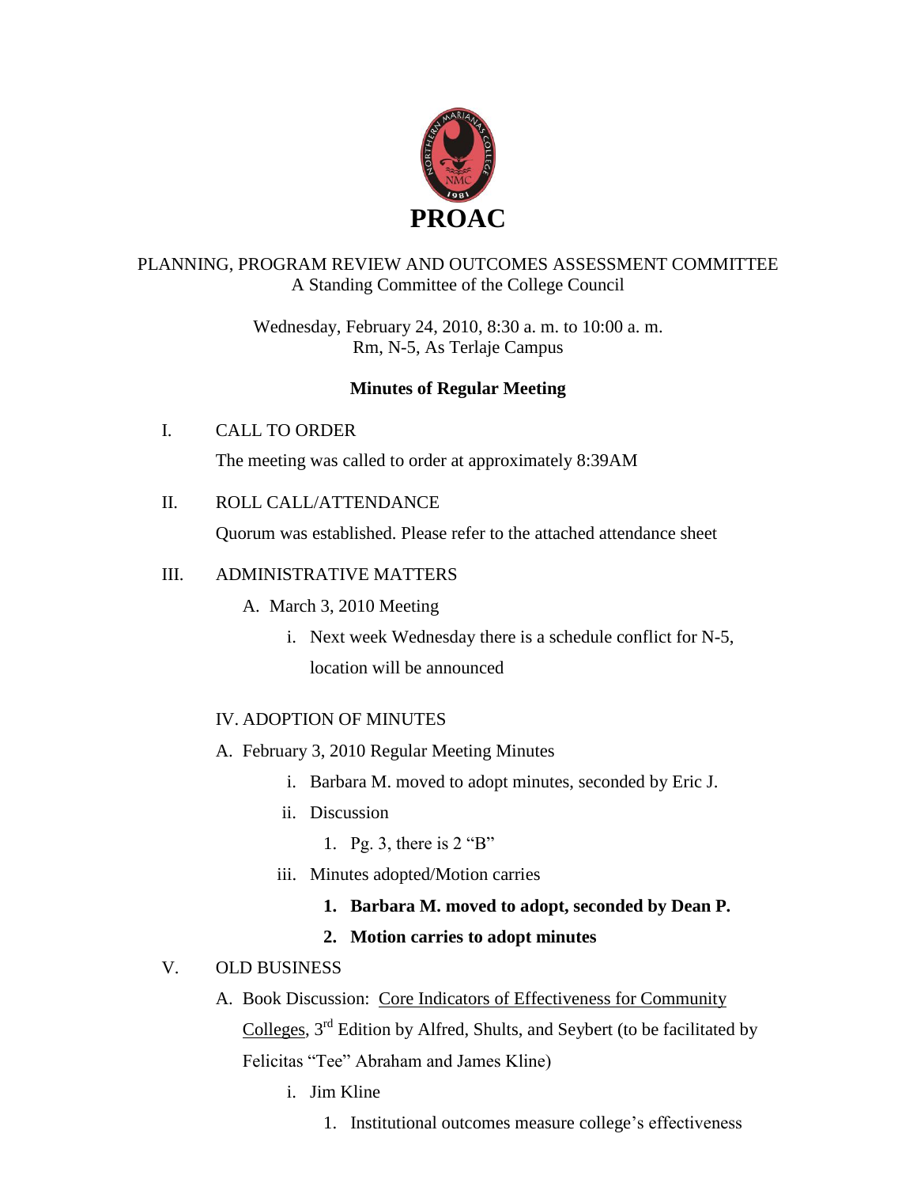# PROAC

PLANNING, PROGRAM REVIEW AND OUTCOMES ASSESSMENT COMMITTEE
A Standing Committee of the College Council

Wednesday, February 24, 2010, 8:30 a. m. to 10:00 a. m.
Rm, N-5, As Terlaje Campus

## Minutes of Regular Meeting

I. CALL TO ORDER

The meeting was called to order at approximately 8:39AM

II. ROLL CALL/ATTENDANCE

Quorum was established. Please refer to the attached attendance sheet

III. ADMINISTRATIVE MATTERS

A. March 3, 2010 Meeting

i. Next week Wednesday there is a schedule conflict for N-5, location will be announced

IV. ADOPTION OF MINUTES

A. February 3, 2010 Regular Meeting Minutes

i. Barbara M. moved to adopt minutes, seconded by Eric J.

ii. Discussion

1. Pg. 3, there is 2 "B"

iii. Minutes adopted/Motion carries

1. **Barbara M. moved to adopt, seconded by Dean P.**
2. **Motion carries to adopt minutes**

V. OLD BUSINESS

A. Book Discussion: Core Indicators of Effectiveness for Community Colleges, 3rd Edition by Alfred, Shults, and Seybert (to be facilitated by Felicitas "Tee" Abraham and James Kline)

i. Jim Kline

1. Institutional outcomes measure college's effectiveness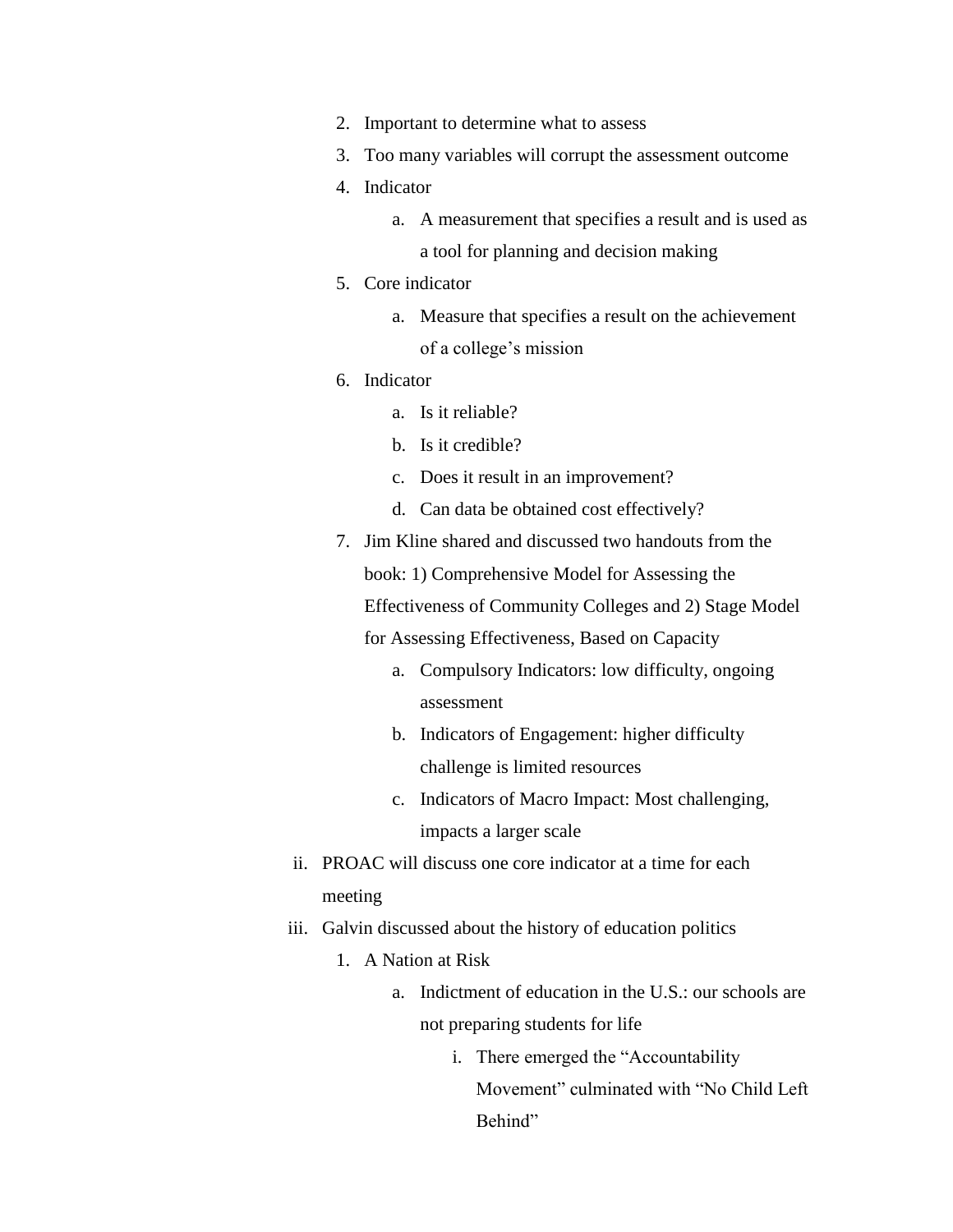2. Important to determine what to assess
3. Too many variables will corrupt the assessment outcome
4. Indicator
    a. A measurement that specifies a result and is used as a tool for planning and decision making
5. Core indicator
    a. Measure that specifies a result on the achievement of a college's mission
6. Indicator
    a. Is it reliable?
    b. Is it credible?
    c. Does it result in an improvement?
    d. Can data be obtained cost effectively?
7. Jim Kline shared and discussed two handouts from the book: 1) Comprehensive Model for Assessing the Effectiveness of Community Colleges and 2) Stage Model for Assessing Effectiveness, Based on Capacity
    a. Compulsory Indicators: low difficulty, ongoing assessment
    b. Indicators of Engagement: higher difficulty challenge is limited resources
    c. Indicators of Macro Impact: Most challenging, impacts a larger scale

ii. PROAC will discuss one core indicator at a time for each meeting

iii. Galvin discussed about the history of education politics

1. A Nation at Risk
    a. Indictment of education in the U.S.: our schools are not preparing students for life
        i. There emerged the "Accountability Movement" culminated with "No Child Left Behind"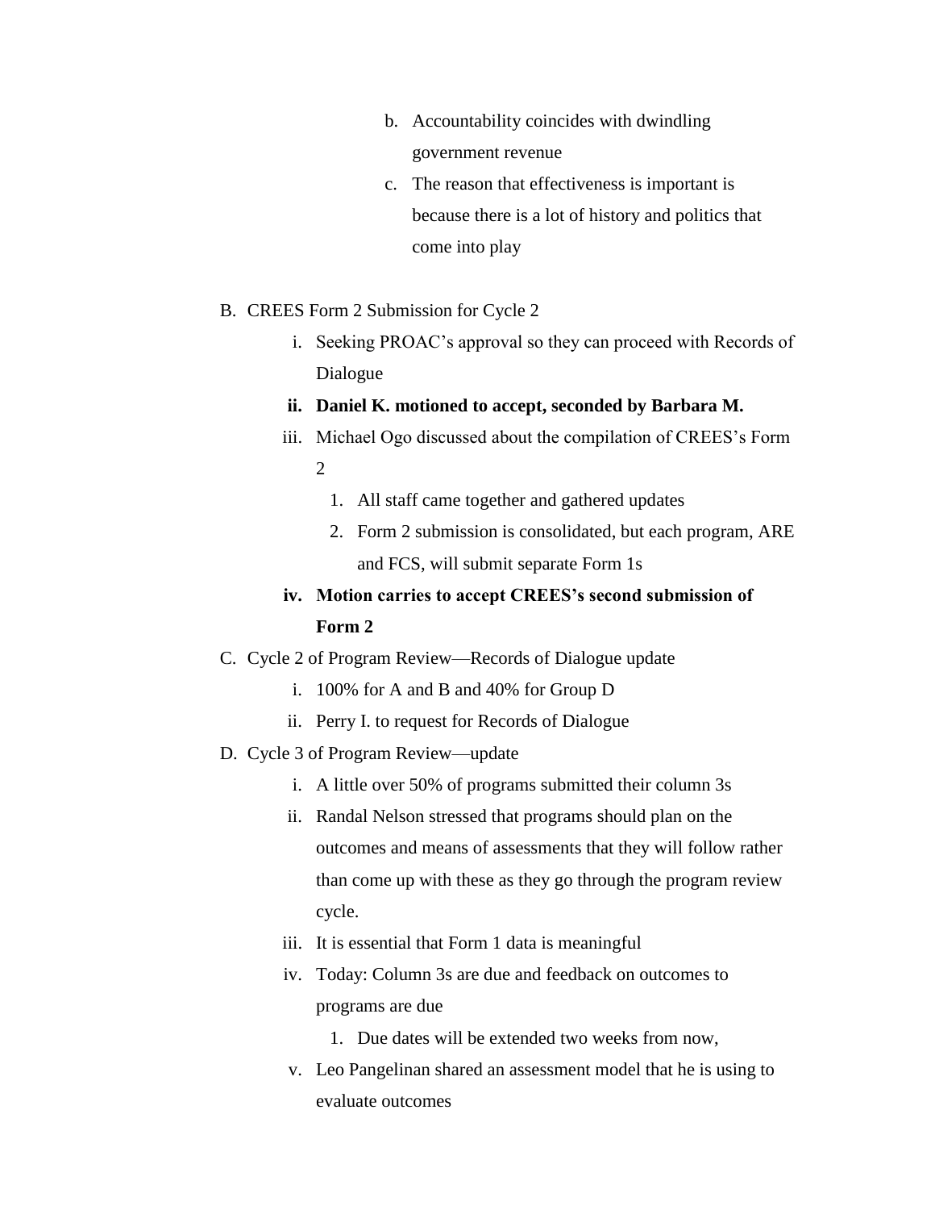b. Accountability coincides with dwindling government revenue
c. The reason that effectiveness is important is because there is a lot of history and politics that come into play

B. CREES Form 2 Submission for Cycle 2
   i. Seeking PROAC's approval so they can proceed with Records of Dialogue
   **ii. Daniel K. motioned to accept, seconded by Barbara M.**
   iii. Michael Ogo discussed about the compilation of CREES's Form 2
      1. All staff came together and gathered updates
      2. Form 2 submission is consolidated, but each program, ARE and FCS, will submit separate Form 1s
   **iv. Motion carries to accept CREES's second submission of Form 2**

C. Cycle 2 of Program Review—Records of Dialogue update
   i. 100% for A and B and 40% for Group D
   ii. Perry I. to request for Records of Dialogue

D. Cycle 3 of Program Review—update
   i. A little over 50% of programs submitted their column 3s
   ii. Randal Nelson stressed that programs should plan on the outcomes and means of assessments that they will follow rather than come up with these as they go through the program review cycle.
   iii. It is essential that Form 1 data is meaningful
   iv. Today: Column 3s are due and feedback on outcomes to programs are due
      1. Due dates will be extended two weeks from now,
   v. Leo Pangelinan shared an assessment model that he is using to evaluate outcomes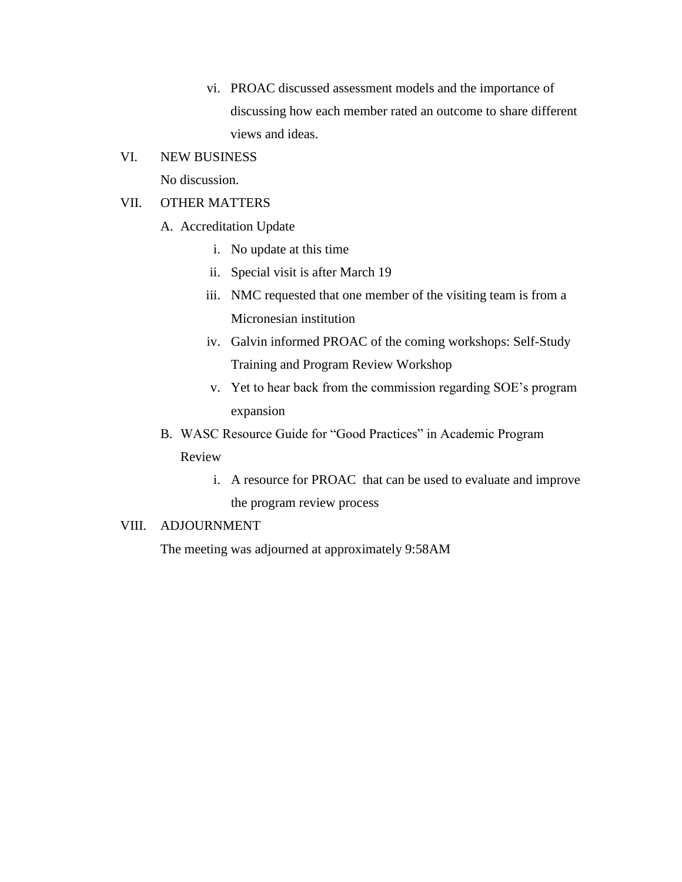vi. PROAC discussed assessment models and the importance of discussing how each member rated an outcome to share different views and ideas.

VI. NEW BUSINESS

No discussion.

VII. OTHER MATTERS

A. Accreditation Update

   i. No update at this time
   ii. Special visit is after March 19
   iii. NMC requested that one member of the visiting team is from a Micronesian institution
   iv. Galvin informed PROAC of the coming workshops: Self-Study Training and Program Review Workshop
   v. Yet to hear back from the commission regarding SOE's program expansion

B. WASC Resource Guide for "Good Practices" in Academic Program Review

   i. A resource for PROAC that can be used to evaluate and improve the program review process

VIII. ADJOURNMENT

The meeting was adjourned at approximately 9:58AM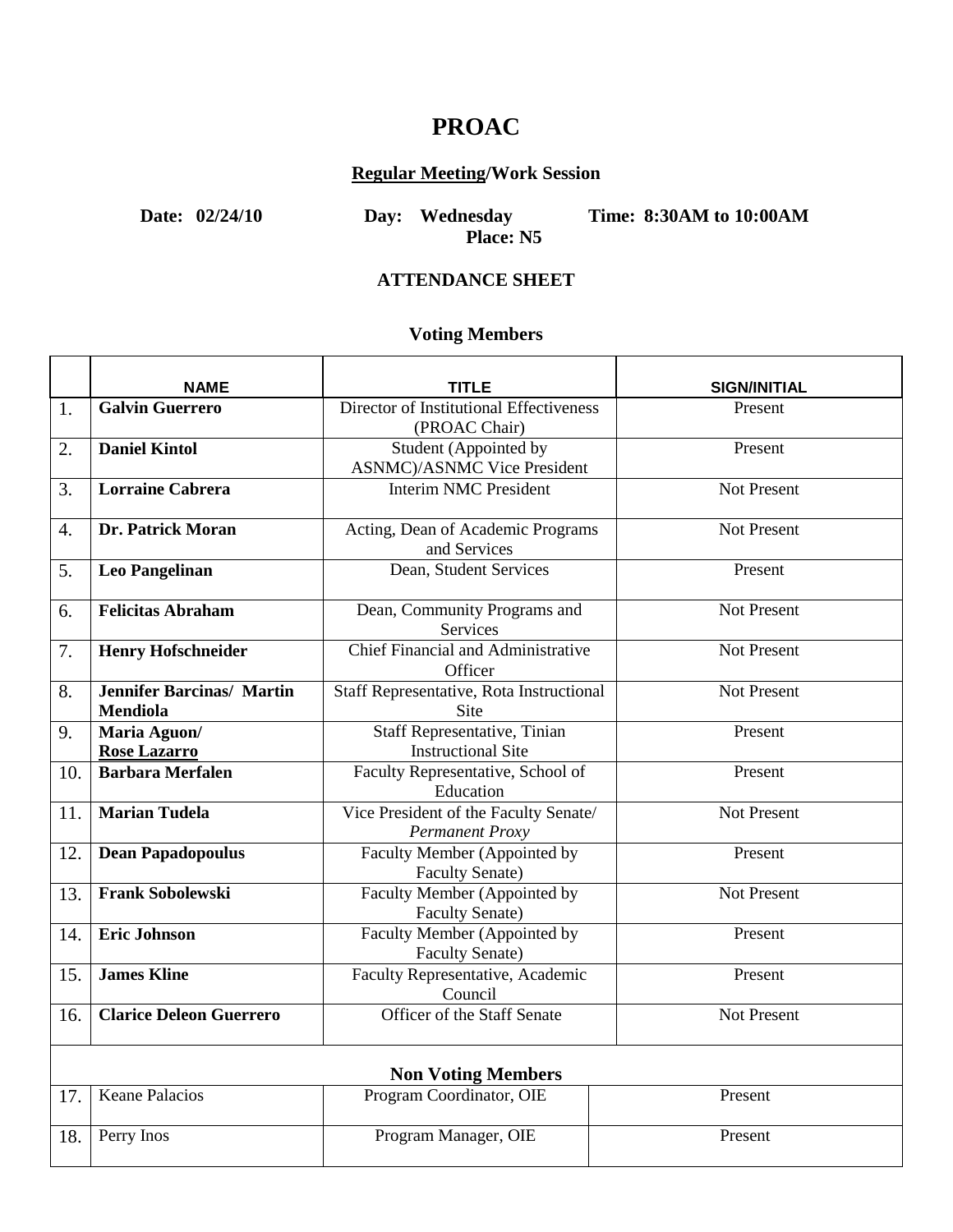# PROAC

**<u>Regular Meeting</u>/Work Session**

**Date: 02/24/10** **Day: Wednesday** **Time: 8:30AM to 10:00AM**
**Place: N5**

**ATTENDANCE SHEET**

**Voting Members**

| | NAME | TITLE | SIGN/INITIAL |
|---|---|---|---|
| 1. | **Galvin Guerrero** | Director of Institutional Effectiveness (PROAC Chair) | Present |
| 2. | **Daniel Kintol** | Student (Appointed by ASNMC)/ASNMC Vice President | Present |
| 3. | **Lorraine Cabrera** | Interim NMC President | Not Present |
| 4. | **Dr. Patrick Moran** | Acting, Dean of Academic Programs and Services | Not Present |
| 5. | **Leo Pangelinan** | Dean, Student Services | Present |
| 6. | **Felicitas Abraham** | Dean, Community Programs and Services | Not Present |
| 7. | **Henry Hofschneider** | Chief Financial and Administrative Officer | Not Present |
| 8. | **Jennifer Barcinas/ Martin Mendiola** | Staff Representative, Rota Instructional Site | Not Present |
| 9. | **Maria Aguon/ <u>Rose Lazarro</u>** | Staff Representative, Tinian Instructional Site | Present |
| 10. | **Barbara Merfalen** | Faculty Representative, School of Education | Present |
| 11. | **Marian Tudela** | Vice President of the Faculty Senate/ *Permanent Proxy* | Not Present |
| 12. | **Dean Papadopoulus** | Faculty Member (Appointed by Faculty Senate) | Present |
| 13. | **Frank Sobolewski** | Faculty Member (Appointed by Faculty Senate) | Not Present |
| 14. | **Eric Johnson** | Faculty Member (Appointed by Faculty Senate) | Present |
| 15. | **James Kline** | Faculty Representative, Academic Council | Present |
| 16. | **Clarice Deleon Guerrero** | Officer of the Staff Senate | Not Present |
| | | **Non Voting Members** | |
| 17. | Keane Palacios | Program Coordinator, OIE | Present |
| 18. | Perry Inos | Program Manager, OIE | Present |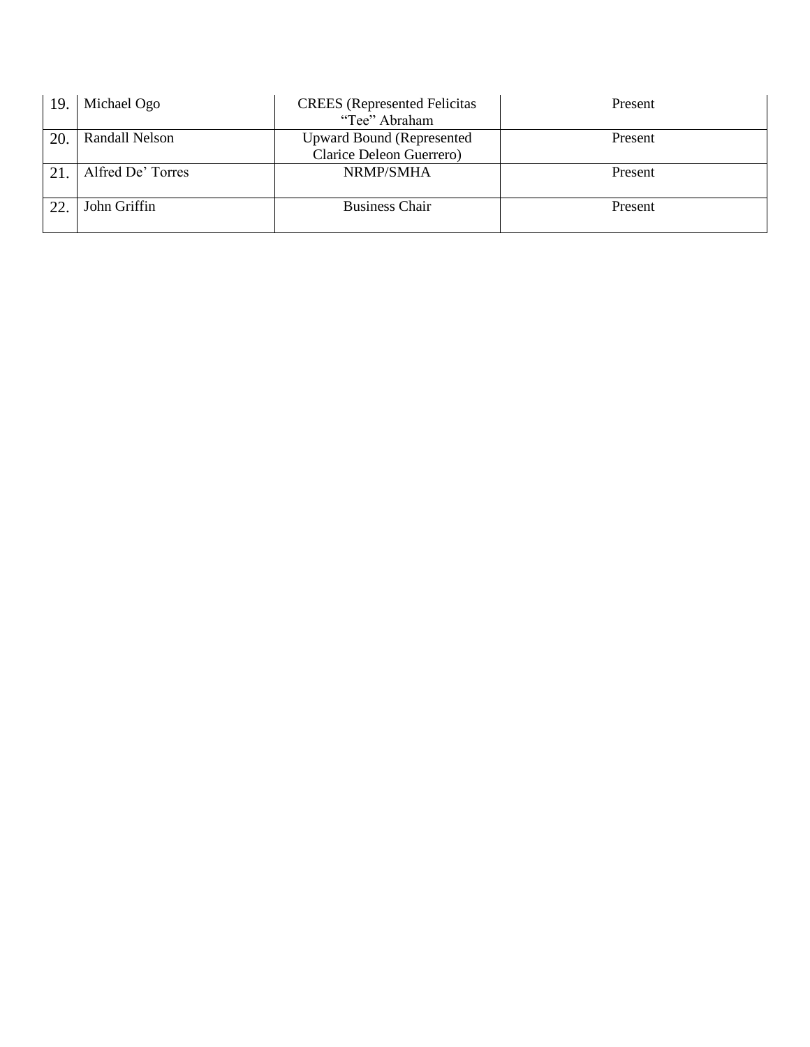| | | | |
|---|---|---|---|
| 19. | Michael Ogo | CREES (Represented Felicitas "Tee" Abraham | Present |
| 20. | Randall Nelson | Upward Bound (Represented Clarice Deleon Guerrero) | Present |
| 21. | Alfred De' Torres | NRMP/SMHA | Present |
| 22. | John Griffin | Business Chair | Present |